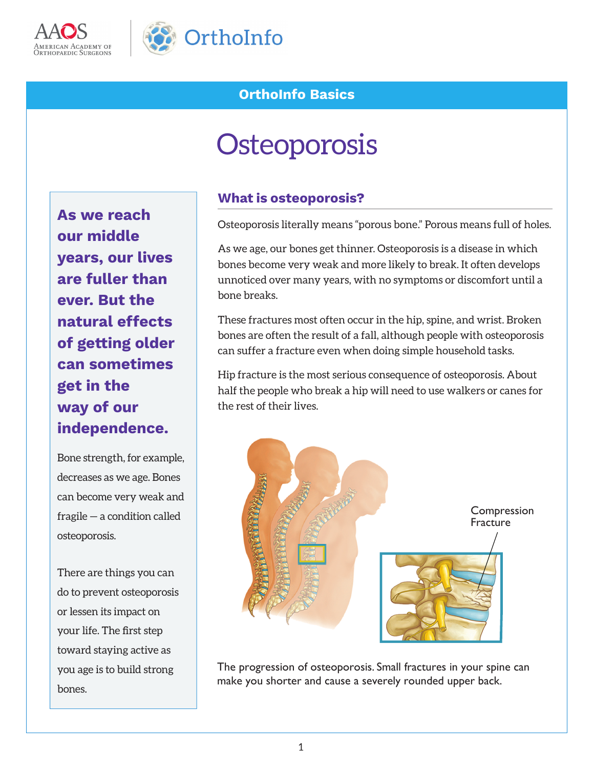OrthoInfo Basics

# Osteoporosis

**As we reach our middle years, our lives are fuller than ever. But the natural effects of getting older can sometimes get in the way of our independence.**

Bone strength, for example, decreases as we age. Bones can become very weak and fragile — a condition called osteoporosis.

There are things you can do to prevent osteoporosis or lessen its impact on your life. The first step toward staying active as you age is to build strong bones.

## What is osteoporosis?

Osteoporosis literally means "porous bone." Porous means full of holes.

As we age, our bones get thinner. Osteoporosis is a disease in which bones become very weak and more likely to break. It often develops unnoticed over many years, with no symptoms or discomfort until a bone breaks.

These fractures most often occur in the hip, spine, and wrist. Broken bones are often the result of a fall, although people with osteoporosis can suffer a fracture even when doing simple household tasks.

Hip fracture is the most serious consequence of osteoporosis. About half the people who break a hip will need to use walkers or canes for the rest of their lives.

Compression Fracture

The progression of osteoporosis. Small fractures in your spine can make you shorter and cause a severely rounded upper back.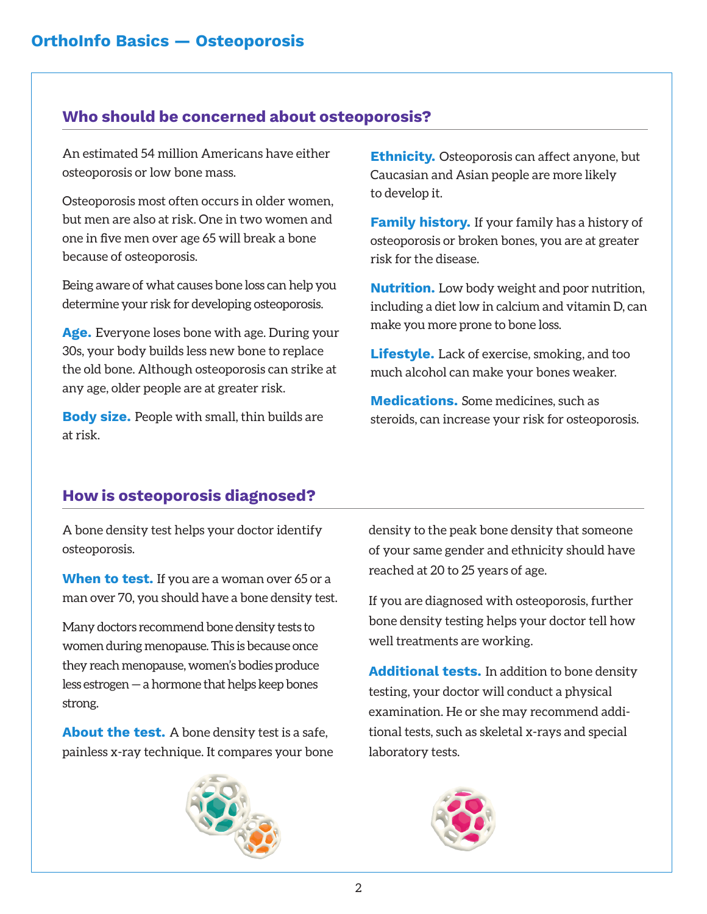## Who should be concerned about osteoporosis?

An estimated 54 million Americans have either osteoporosis or low bone mass.

Osteoporosis most often occurs in older women, but men are also at risk. One in two women and one in five men over age 65 will break a bone because of osteoporosis.

Being aware of what causes bone loss can help you determine your risk for developing osteoporosis.

**Age.** Everyone loses bone with age. During your 30s, your body builds less new bone to replace the old bone. Although osteoporosis can strike at any age, older people are at greater risk.

**Body size.** People with small, thin builds are at risk.

**Ethnicity.** Osteoporosis can affect anyone, but Caucasian and Asian people are more likely to develop it.

**Family history.** If your family has a history of osteoporosis or broken bones, you are at greater risk for the disease.

**Nutrition.** Low body weight and poor nutrition, including a diet low in calcium and vitamin D, can make you more prone to bone loss.

**Lifestyle.** Lack of exercise, smoking, and too much alcohol can make your bones weaker.

**Medications.** Some medicines, such as steroids, can increase your risk for osteoporosis.

## How is osteoporosis diagnosed?

A bone density test helps your doctor identify osteoporosis.

**When to test.** If you are a woman over 65 or a man over 70, you should have a bone density test.

Many doctors recommend bone density tests to women during menopause. This is because once they reach menopause, women's bodies produce less estrogen — a hormone that helps keep bones strong.

**About the test.** A bone density test is a safe, painless x-ray technique. It compares your bone density to the peak bone density that someone of your same gender and ethnicity should have reached at 20 to 25 years of age.

If you are diagnosed with osteoporosis, further bone density testing helps your doctor tell how well treatments are working.

**Additional tests.** In addition to bone density testing, your doctor will conduct a physical examination. He or she may recommend additional tests, such as skeletal x-rays and special laboratory tests.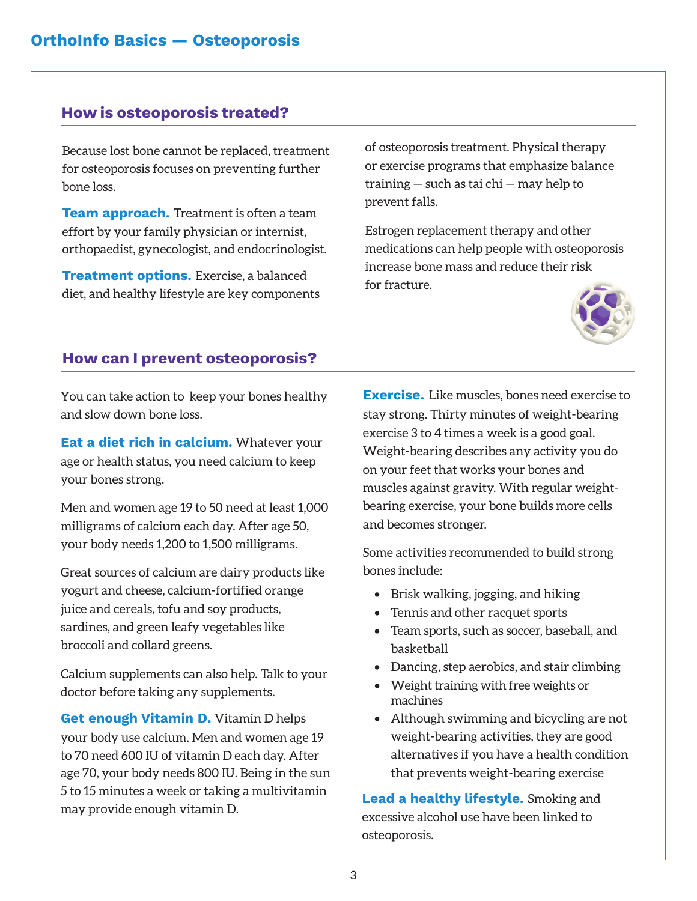## How is osteoporosis treated?

Because lost bone cannot be replaced, treatment for osteoporosis focuses on preventing further bone loss.

**Team approach.** Treatment is often a team effort by your family physician or internist, orthopaedist, gynecologist, and endocrinologist.

**Treatment options.** Exercise, a balanced diet, and healthy lifestyle are key components of osteoporosis treatment. Physical therapy or exercise programs that emphasize balance training — such as tai chi — may help to prevent falls.

Estrogen replacement therapy and other medications can help people with osteoporosis increase bone mass and reduce their risk for fracture.

## How can I prevent osteoporosis?

You can take action to keep your bones healthy and slow down bone loss.

**Eat a diet rich in calcium.** Whatever your age or health status, you need calcium to keep your bones strong.

Men and women age 19 to 50 need at least 1,000 milligrams of calcium each day. After age 50, your body needs 1,200 to 1,500 milligrams.

Great sources of calcium are dairy products like yogurt and cheese, calcium-fortified orange juice and cereals, tofu and soy products, sardines, and green leafy vegetables like broccoli and collard greens.

Calcium supplements can also help. Talk to your doctor before taking any supplements.

**Get enough Vitamin D.** Vitamin D helps your body use calcium. Men and women age 19 to 70 need 600 IU of vitamin D each day. After age 70, your body needs 800 IU. Being in the sun 5 to 15 minutes a week or taking a multivitamin may provide enough vitamin D.

**Exercise.** Like muscles, bones need exercise to stay strong. Thirty minutes of weight-bearing exercise 3 to 4 times a week is a good goal. Weight-bearing describes any activity you do on your feet that works your bones and muscles against gravity. With regular weight-bearing exercise, your bone builds more cells and becomes stronger.

Some activities recommended to build strong bones include:

- Brisk walking, jogging, and hiking
- Tennis and other racquet sports
- Team sports, such as soccer, baseball, and basketball
- Dancing, step aerobics, and stair climbing
- Weight training with free weights or machines
- Although swimming and bicycling are not weight-bearing activities, they are good alternatives if you have a health condition that prevents weight-bearing exercise

**Lead a healthy lifestyle.** Smoking and excessive alcohol use have been linked to osteoporosis.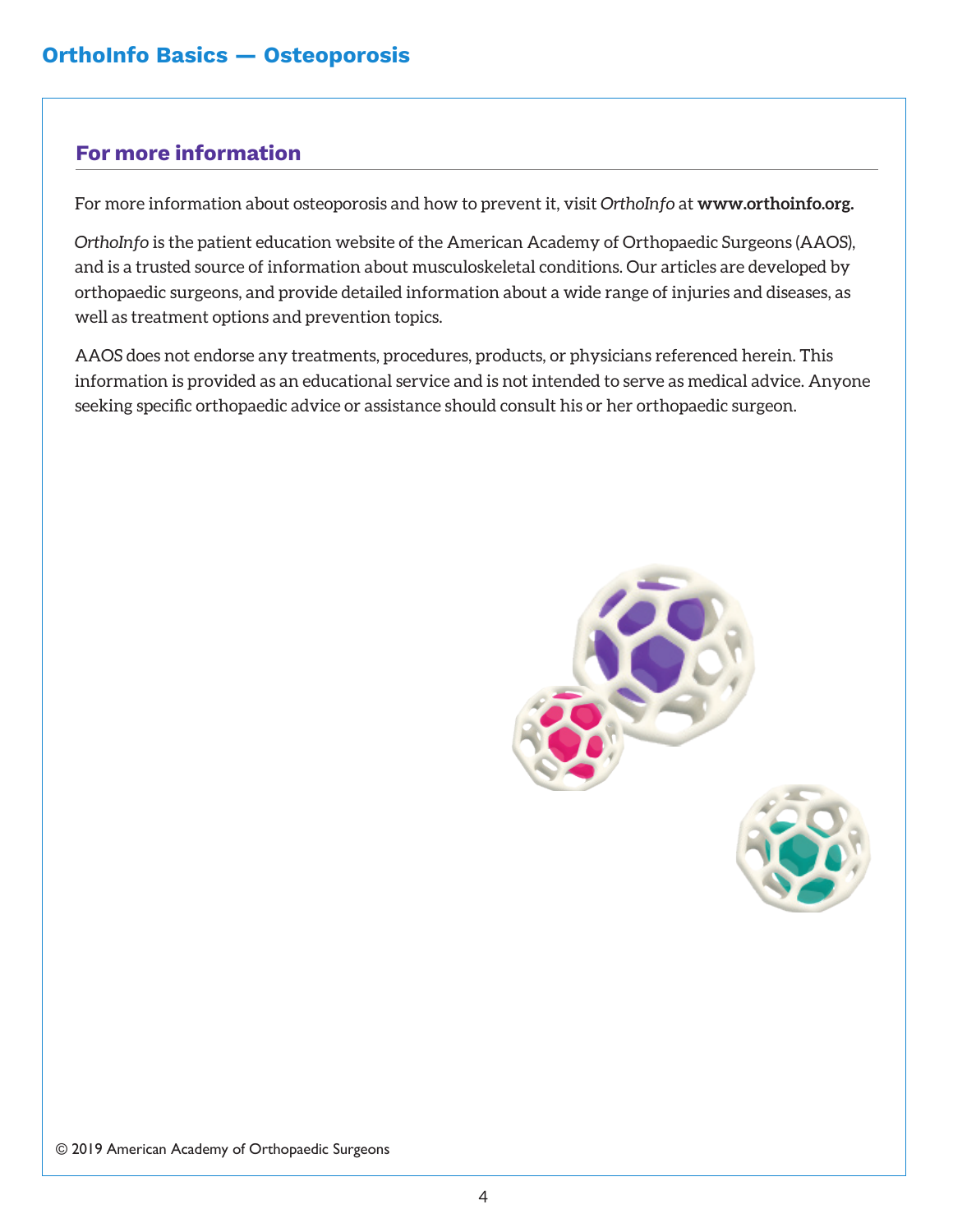## For more information

For more information about osteoporosis and how to prevent it, visit *OrthoInfo* at **www.orthoinfo.org.**

*OrthoInfo* is the patient education website of the American Academy of Orthopaedic Surgeons (AAOS), and is a trusted source of information about musculoskeletal conditions. Our articles are developed by orthopaedic surgeons, and provide detailed information about a wide range of injuries and diseases, as well as treatment options and prevention topics.

AAOS does not endorse any treatments, procedures, products, or physicians referenced herein. This information is provided as an educational service and is not intended to serve as medical advice. Anyone seeking specific orthopaedic advice or assistance should consult his or her orthopaedic surgeon.

© 2019 American Academy of Orthopaedic Surgeons